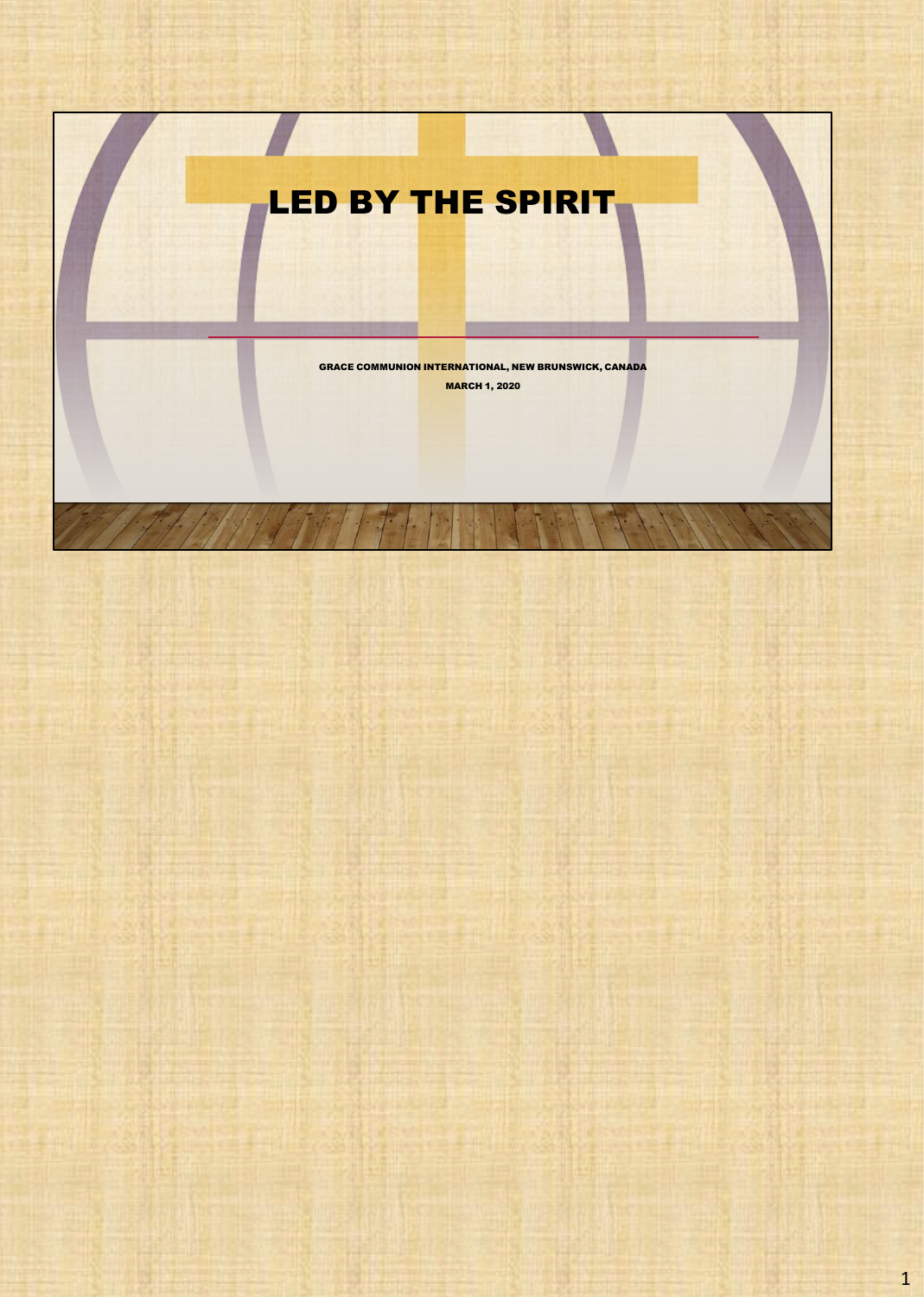# LED BY THE SPIRIT

GRACE COMMUNION INTERNATIONAL, NEW BRUNSWICK, CANADA

MARCH 1, 2020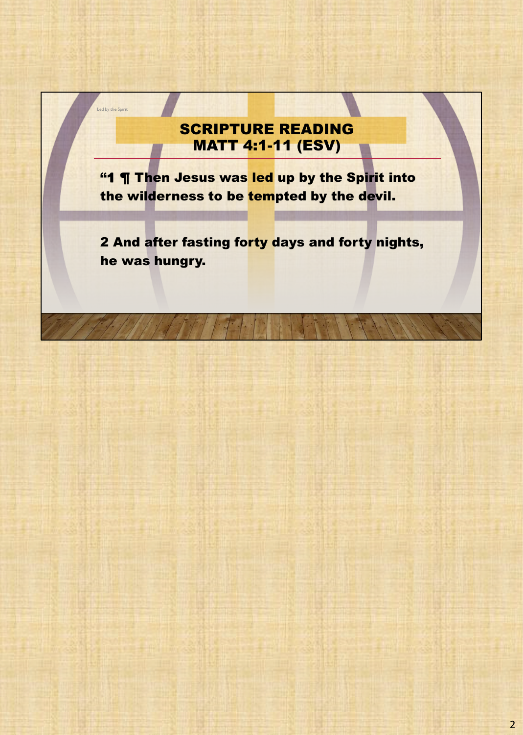Led by the Spirit

## SCRIPTURE READING
## MATT 4:1-11 (ESV)

**“1 ¶ Then Jesus was led up by the Spirit into the wilderness to be tempted by the devil.**

**2 And after fasting forty days and forty nights, he was hungry.**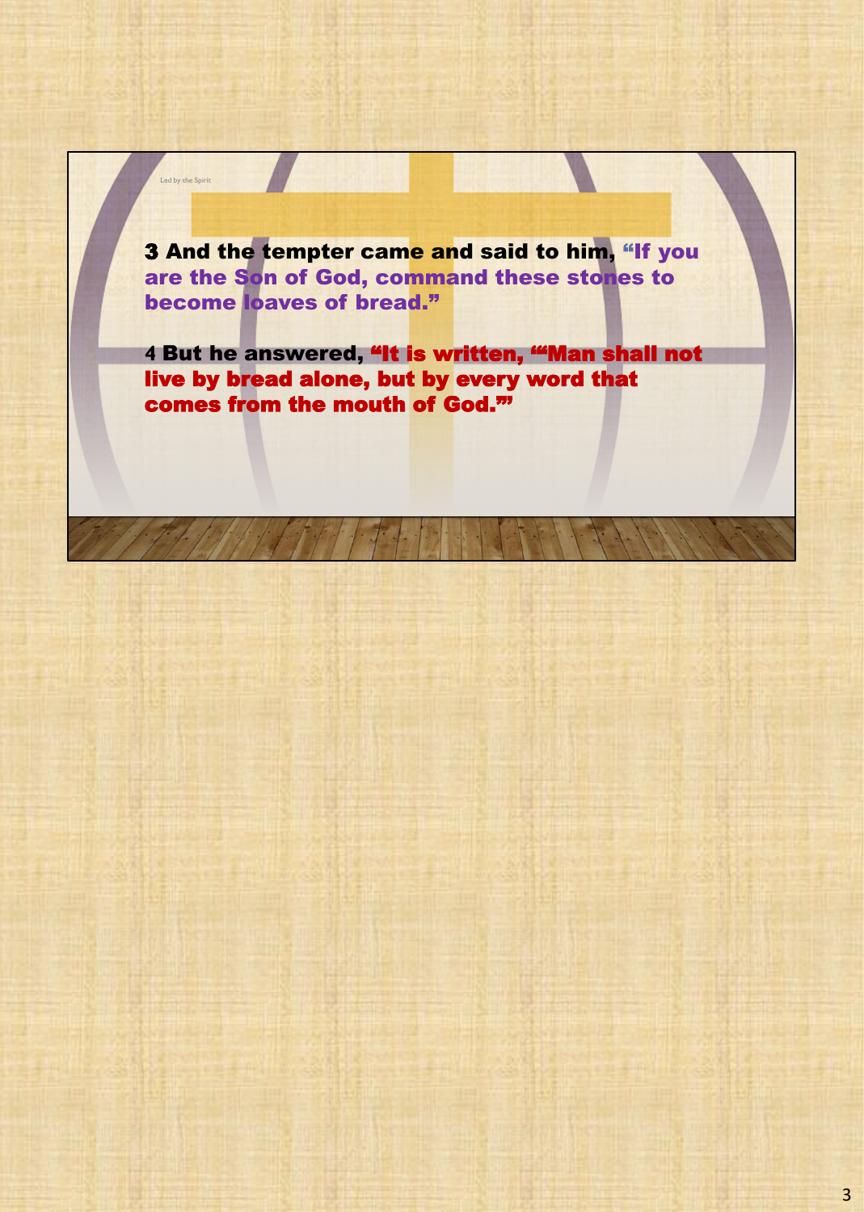Led by the Spirit

**3 And the tempter came and said to him, "If you are the Son of God, command these stones to become loaves of bread."**

**4 But he answered, "It is written, "'Man shall not live by bread alone, but by every word that comes from the mouth of God.'"**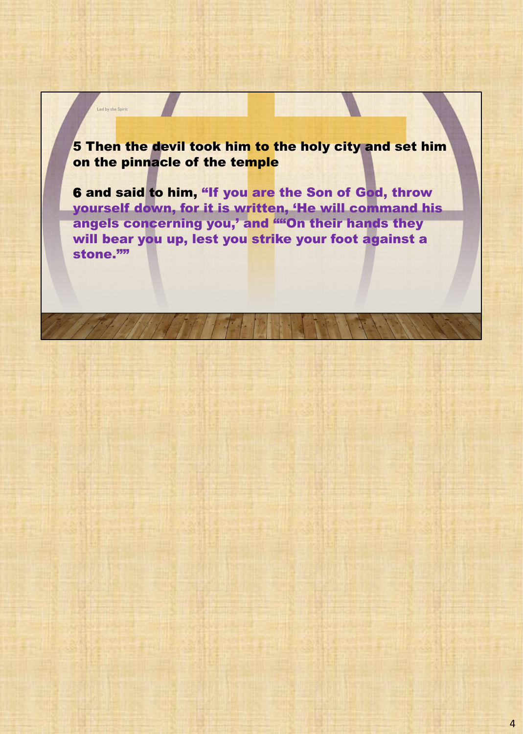Led by the Spirit

**5 Then the devil took him to the holy city and set him on the pinnacle of the temple**

**6 and said to him, "If you are the Son of God, throw yourself down, for it is written, 'He will command his angels concerning you,' and ""On their hands they will bear you up, lest you strike your foot against a stone.""**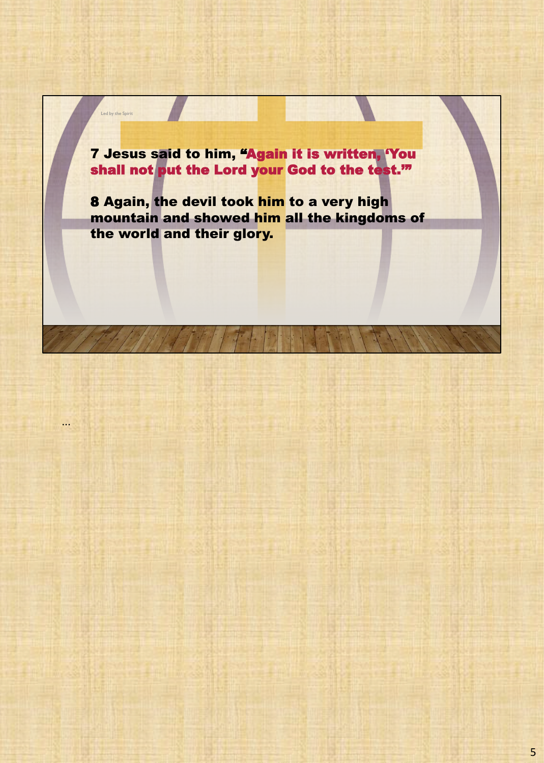Led by the Spirit

7 Jesus said to him, "Again it is written, 'You shall not put the Lord your God to the test.'"

8 Again, the devil took him to a very high mountain and showed him all the kingdoms of the world and their glory.

…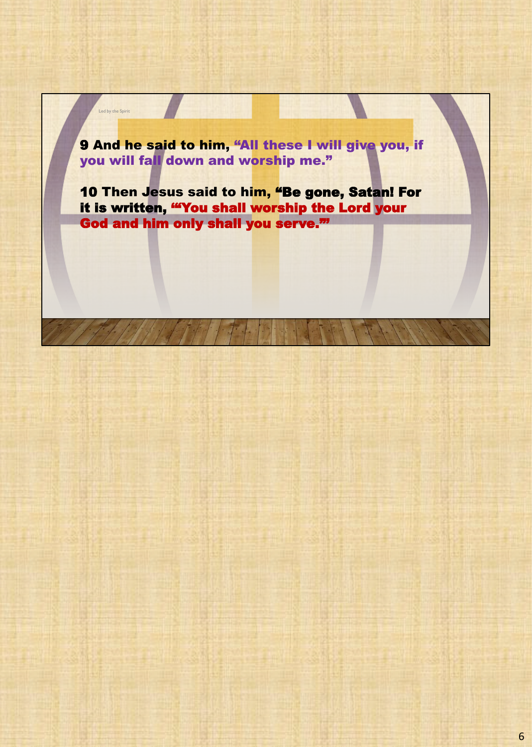Led by the Spirit

**9 And he said to him, "All these I will give you, if you will fall down and worship me."**

**10 Then Jesus said to him, "Be gone, Satan! For it is written, '"You shall worship the Lord your God and him only shall you serve."'**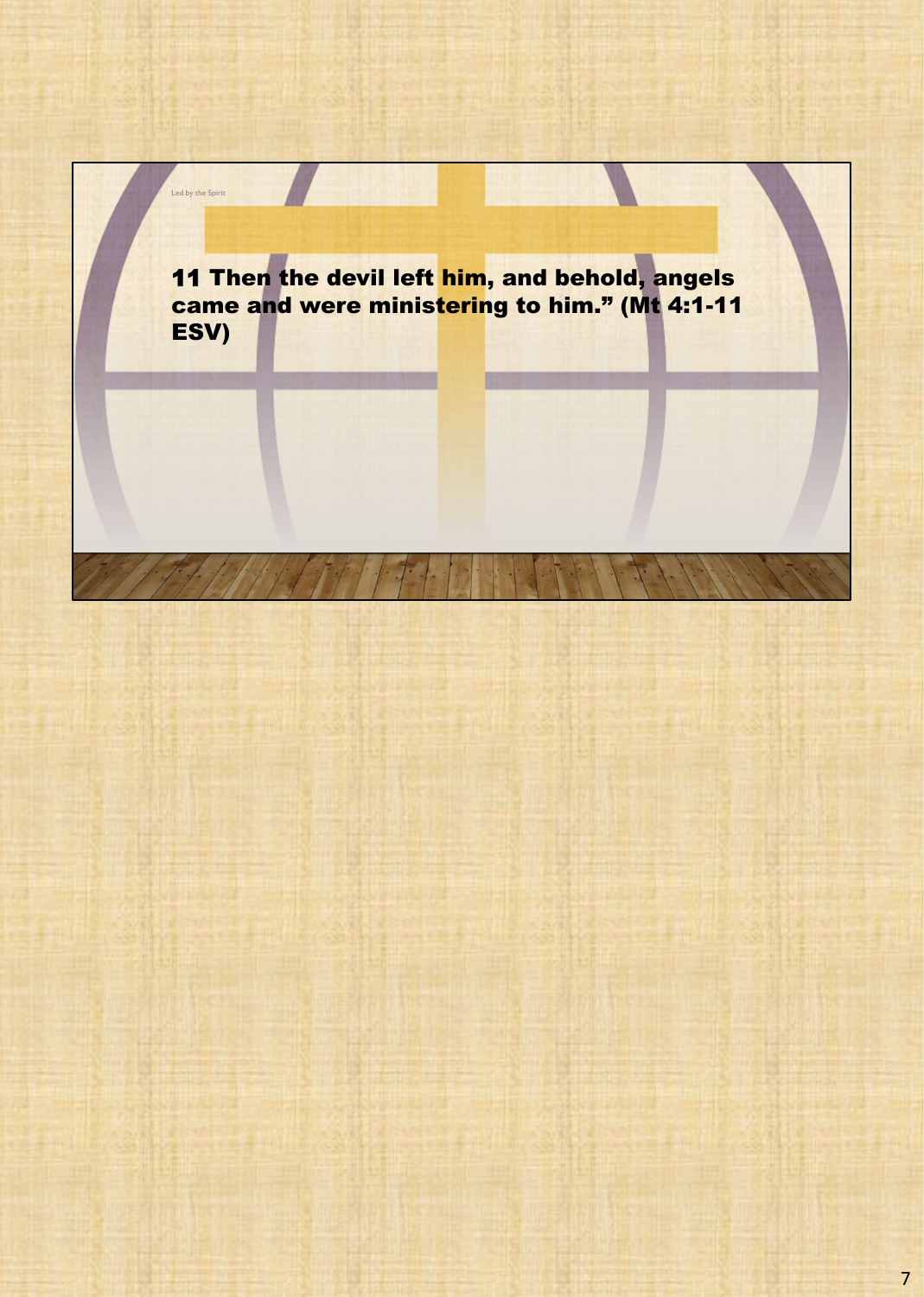**11 Then the devil left him, and behold, angels came and were ministering to him." (Mt 4:1-11 ESV)**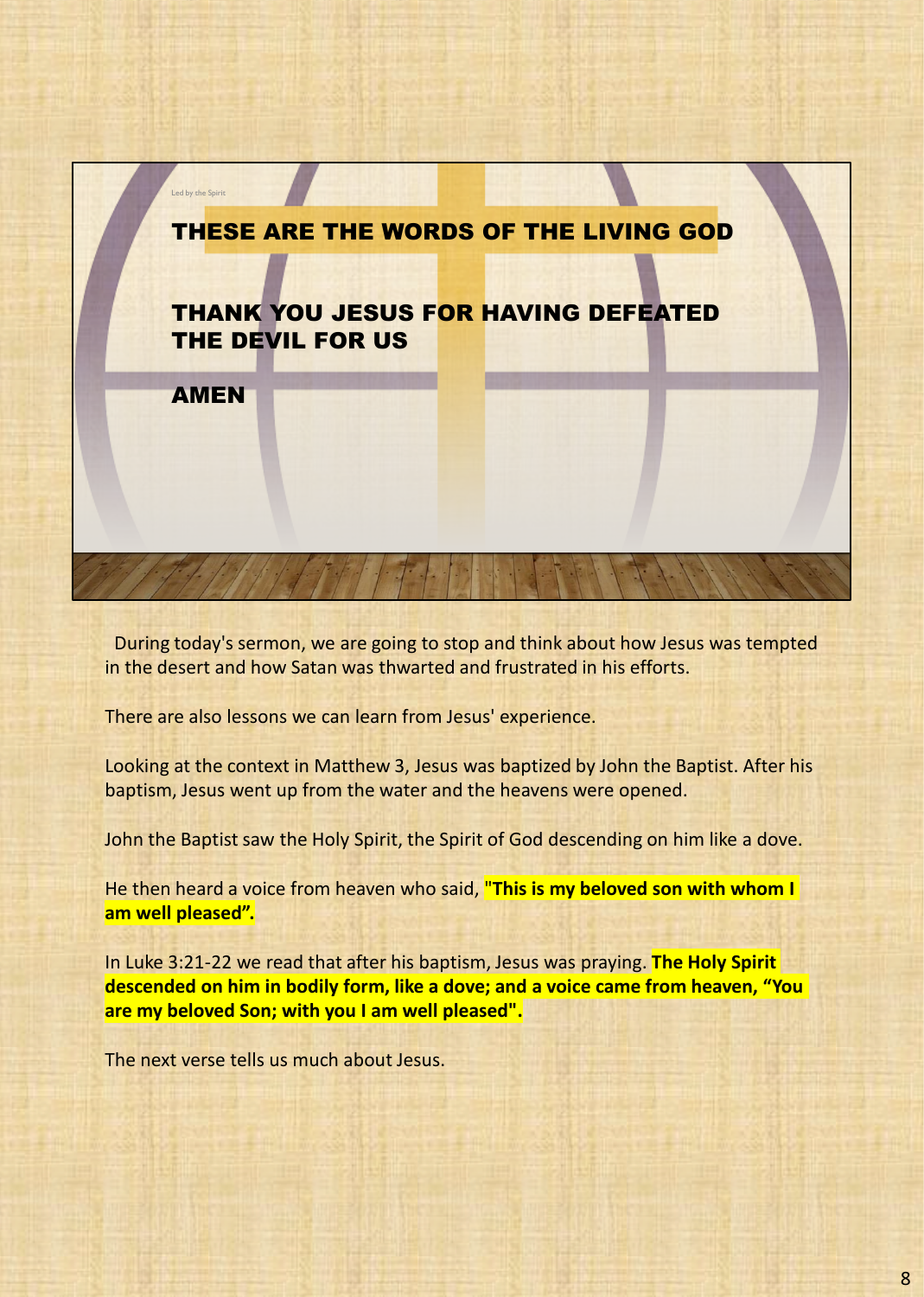Led by the Spirit

**THESE ARE THE WORDS OF THE LIVING GOD**

**THANK YOU JESUS FOR HAVING DEFEATED THE DEVIL FOR US**

**AMEN**

During today's sermon, we are going to stop and think about how Jesus was tempted in the desert and how Satan was thwarted and frustrated in his efforts.

There are also lessons we can learn from Jesus' experience.

Looking at the context in Matthew 3, Jesus was baptized by John the Baptist. After his baptism, Jesus went up from the water and the heavens were opened.

John the Baptist saw the Holy Spirit, the Spirit of God descending on him like a dove.

He then heard a voice from heaven who said, **"This is my beloved son with whom I am well pleased".**

In Luke 3:21-22 we read that after his baptism, Jesus was praying. **The Holy Spirit descended on him in bodily form, like a dove; and a voice came from heaven, "You are my beloved Son; with you I am well pleased".**

The next verse tells us much about Jesus.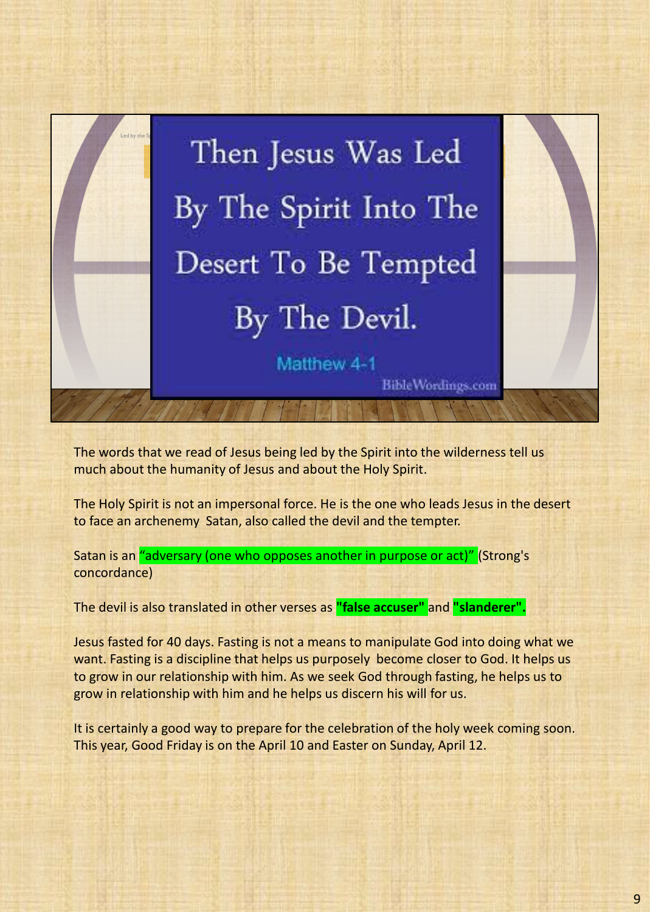Then Jesus Was Led By The Spirit Into The Desert To Be Tempted By The Devil.

Matthew 4-1

BibleWordings.com

The words that we read of Jesus being led by the Spirit into the wilderness tell us much about the humanity of Jesus and about the Holy Spirit.

The Holy Spirit is not an impersonal force. He is the one who leads Jesus in the desert to face an archenemy Satan, also called the devil and the tempter.

Satan is an "adversary (one who opposes another in purpose or act)" (Strong's concordance)

The devil is also translated in other verses as **"false accuser"** and **"slanderer".**

Jesus fasted for 40 days. Fasting is not a means to manipulate God into doing what we want. Fasting is a discipline that helps us purposely become closer to God. It helps us to grow in our relationship with him. As we seek God through fasting, he helps us to grow in relationship with him and he helps us discern his will for us.

It is certainly a good way to prepare for the celebration of the holy week coming soon. This year, Good Friday is on the April 10 and Easter on Sunday, April 12.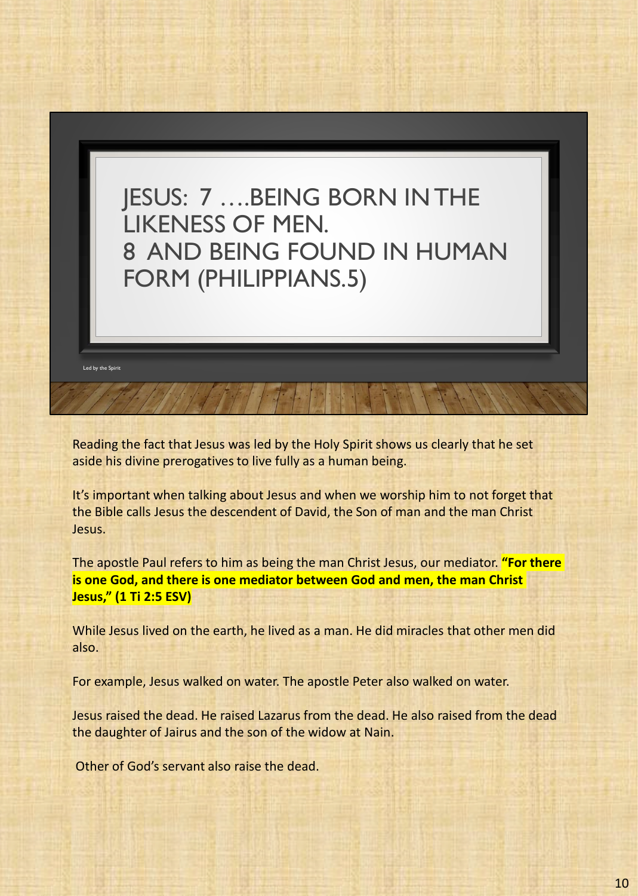# JESUS: 7 ….BEING BORN IN THE LIKENESS OF MEN. 8 AND BEING FOUND IN HUMAN FORM (PHILIPPIANS.5)

Led by the Spirit

Reading the fact that Jesus was led by the Holy Spirit shows us clearly that he set aside his divine prerogatives to live fully as a human being.

It's important when talking about Jesus and when we worship him to not forget that the Bible calls Jesus the descendent of David, the Son of man and the man Christ Jesus.

The apostle Paul refers to him as being the man Christ Jesus, our mediator. **"For there is one God, and there is one mediator between God and men, the man Christ Jesus," (1 Ti 2:5 ESV)**

While Jesus lived on the earth, he lived as a man. He did miracles that other men did also.

For example, Jesus walked on water. The apostle Peter also walked on water.

Jesus raised the dead. He raised Lazarus from the dead. He also raised from the dead the daughter of Jairus and the son of the widow at Nain.

Other of God's servant also raise the dead.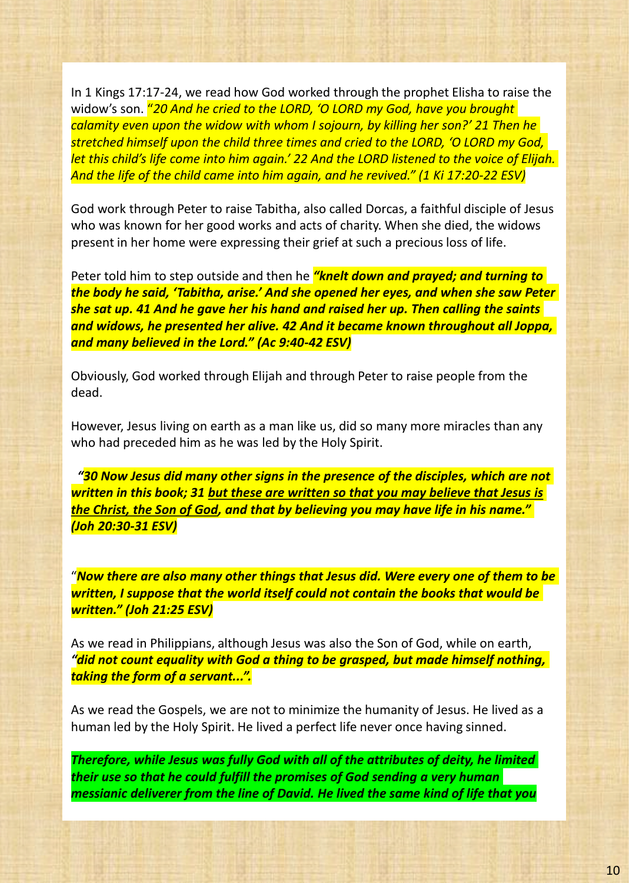In 1 Kings 17:17-24, we read how God worked through the prophet Elisha to raise the widow's son. *"20 And he cried to the LORD, 'O LORD my God, have you brought calamity even upon the widow with whom I sojourn, by killing her son?' 21 Then he stretched himself upon the child three times and cried to the LORD, 'O LORD my God, let this child's life come into him again.' 22 And the LORD listened to the voice of Elijah. And the life of the child came into him again, and he revived." (1 Ki 17:20-22 ESV)*

God work through Peter to raise Tabitha, also called Dorcas, a faithful disciple of Jesus who was known for her good works and acts of charity. When she died, the widows present in her home were expressing their grief at such a precious loss of life.

Peter told him to step outside and then he ***"knelt down and prayed; and turning to the body he said, 'Tabitha, arise.' And she opened her eyes, and when she saw Peter she sat up. 41 And he gave her his hand and raised her up. Then calling the saints and widows, he presented her alive. 42 And it became known throughout all Joppa, and many believed in the Lord." (Ac 9:40-42 ESV)***

Obviously, God worked through Elijah and through Peter to raise people from the dead.

However, Jesus living on earth as a man like us, did so many more miracles than any who had preceded him as he was led by the Holy Spirit.

***"30 Now Jesus did many other signs in the presence of the disciples, which are not written in this book; 31 <u>but these are written so that you may believe that Jesus is the Christ, the Son of God</u>, and that by believing you may have life in his name." (Joh 20:30-31 ESV)***

"***Now there are also many other things that Jesus did. Were every one of them to be written, I suppose that the world itself could not contain the books that would be written." (Joh 21:25 ESV)***

As we read in Philippians, although Jesus was also the Son of God, while on earth, ***"did not count equality with God a thing to be grasped, but made himself nothing, taking the form of a servant...".***

As we read the Gospels, we are not to minimize the humanity of Jesus. He lived as a human led by the Holy Spirit. He lived a perfect life never once having sinned.

***Therefore, while Jesus was fully God with all of the attributes of deity, he limited their use so that he could fulfill the promises of God sending a very human messianic deliverer from the line of David. He lived the same kind of life that you***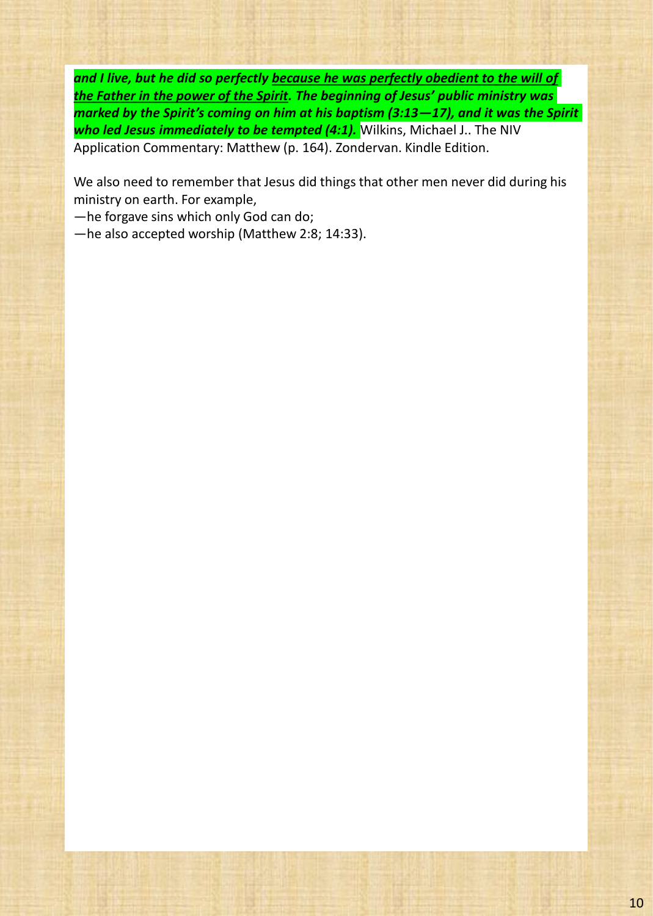***and I live, but he did so perfectly <u>because he was perfectly obedient to the will of the Father in the power of the Spirit</u>. The beginning of Jesus' public ministry was marked by the Spirit's coming on him at his baptism (3:13—17), and it was the Spirit who led Jesus immediately to be tempted (4:1).*** Wilkins, Michael J.. The NIV Application Commentary: Matthew (p. 164). Zondervan. Kindle Edition.

We also need to remember that Jesus did things that other men never did during his ministry on earth. For example,

—he forgave sins which only God can do;

—he also accepted worship (Matthew 2:8; 14:33).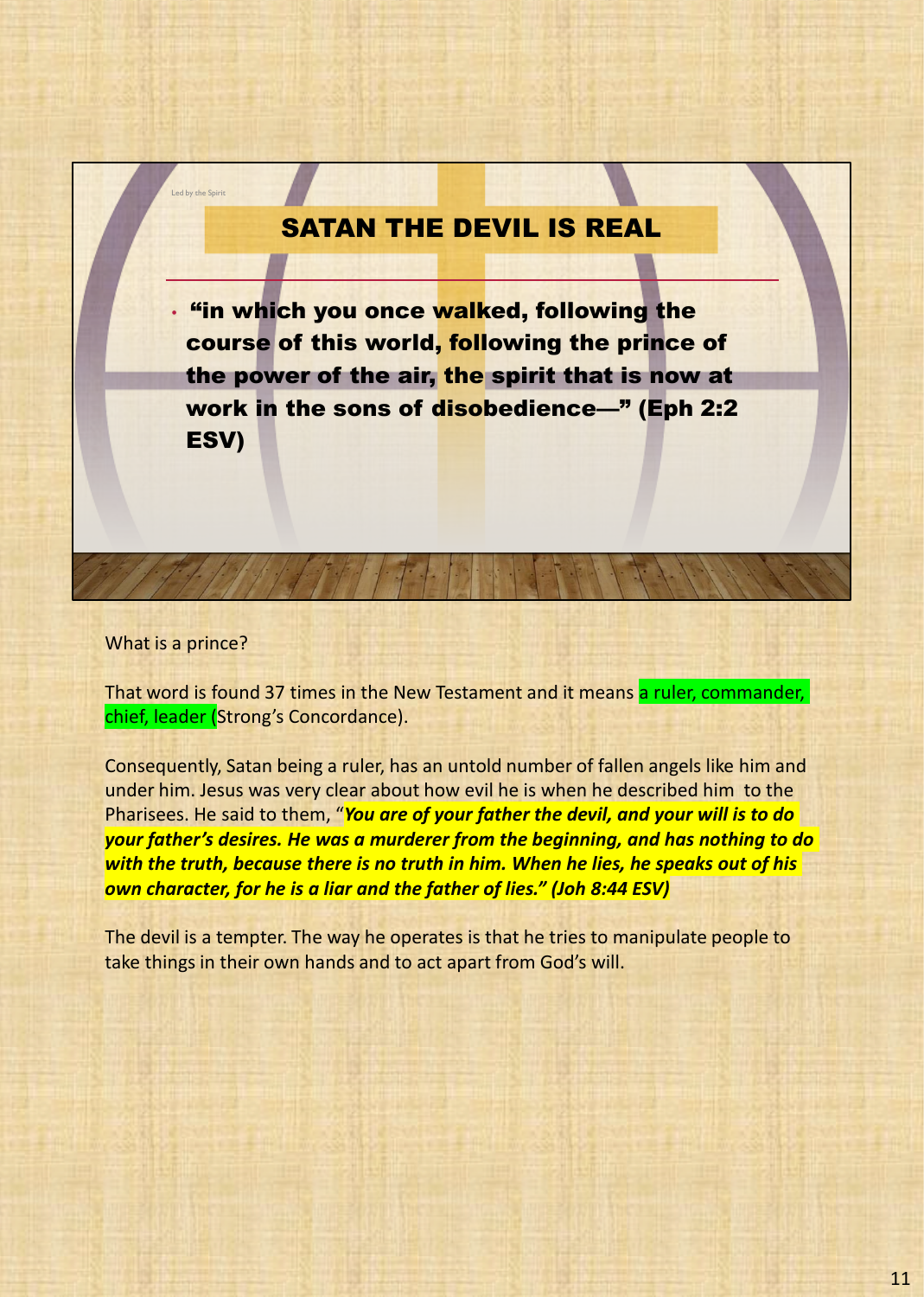Led by the Spirit

## SATAN THE DEVIL IS REAL

- **"in which you once walked, following the course of this world, following the prince of the power of the air, the spirit that is now at work in the sons of disobedience—" (Eph 2:2 ESV)**

What is a prince?

That word is found 37 times in the New Testament and it means a ruler, commander, chief, leader (Strong's Concordance).

Consequently, Satan being a ruler, has an untold number of fallen angels like him and under him. Jesus was very clear about how evil he is when he described him to the Pharisees. He said to them, "***You are of your father the devil, and your will is to do your father's desires. He was a murderer from the beginning, and has nothing to do with the truth, because there is no truth in him. When he lies, he speaks out of his own character, for he is a liar and the father of lies." (Joh 8:44 ESV)***

The devil is a tempter. The way he operates is that he tries to manipulate people to take things in their own hands and to act apart from God's will.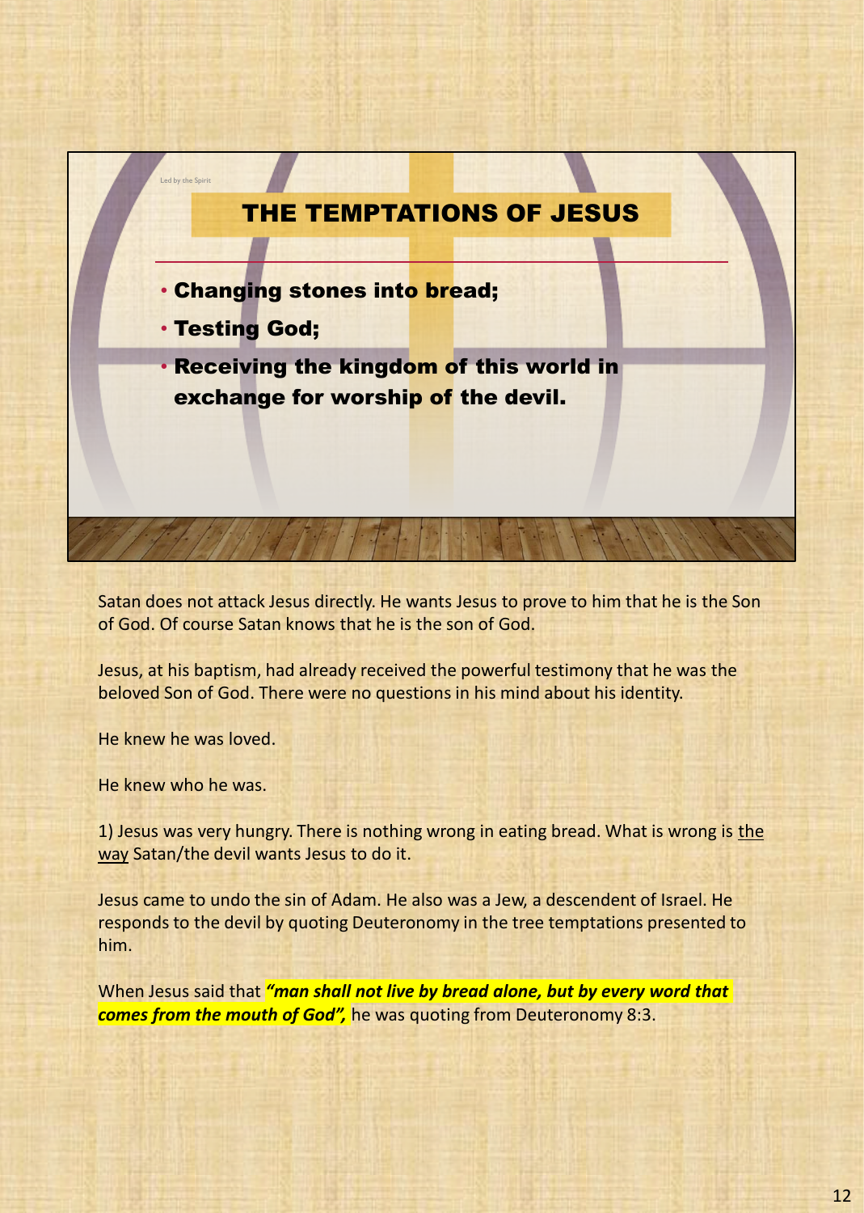Led by the Spirit

# THE TEMPTATIONS OF JESUS

- **Changing stones into bread;**
- **Testing God;**
- **Receiving the kingdom of this world in exchange for worship of the devil.**

Satan does not attack Jesus directly. He wants Jesus to prove to him that he is the Son of God. Of course Satan knows that he is the son of God.

Jesus, at his baptism, had already received the powerful testimony that he was the beloved Son of God. There were no questions in his mind about his identity.

He knew he was loved.

He knew who he was.

1) Jesus was very hungry. There is nothing wrong in eating bread. What is wrong is <u>the way</u> Satan/the devil wants Jesus to do it.

Jesus came to undo the sin of Adam. He also was a Jew, a descendent of Israel. He responds to the devil by quoting Deuteronomy in the tree temptations presented to him.

When Jesus said that ***"man shall not live by bread alone, but by every word that comes from the mouth of God",*** he was quoting from Deuteronomy 8:3.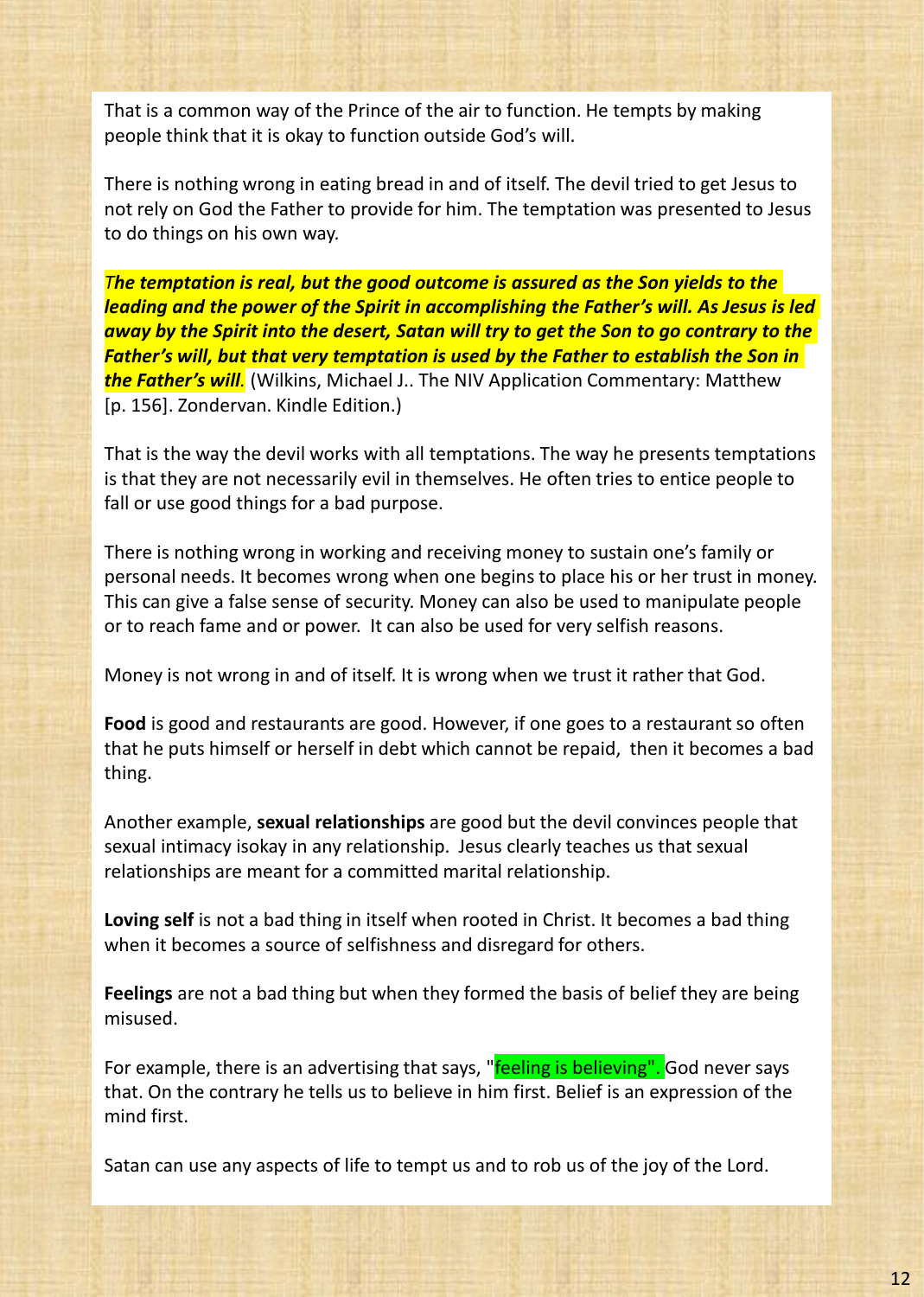That is a common way of the Prince of the air to function. He tempts by making people think that it is okay to function outside God's will.

There is nothing wrong in eating bread in and of itself. The devil tried to get Jesus to not rely on God the Father to provide for him. The temptation was presented to Jesus to do things on his own way.

*The temptation is real, but the good outcome is assured as the Son yields to the leading and the power of the Spirit in accomplishing the Father's will. As Jesus is led away by the Spirit into the desert, Satan will try to get the Son to go contrary to the Father's will, but that very temptation is used by the Father to establish the Son in the Father's will*. (Wilkins, Michael J.. The NIV Application Commentary: Matthew [p. 156]. Zondervan. Kindle Edition.)

That is the way the devil works with all temptations. The way he presents temptations is that they are not necessarily evil in themselves. He often tries to entice people to fall or use good things for a bad purpose.

There is nothing wrong in working and receiving money to sustain one's family or personal needs. It becomes wrong when one begins to place his or her trust in money. This can give a false sense of security. Money can also be used to manipulate people or to reach fame and or power. It can also be used for very selfish reasons.

Money is not wrong in and of itself. It is wrong when we trust it rather that God.

**Food** is good and restaurants are good. However, if one goes to a restaurant so often that he puts himself or herself in debt which cannot be repaid, then it becomes a bad thing.

Another example, **sexual relationships** are good but the devil convinces people that sexual intimacy isokay in any relationship. Jesus clearly teaches us that sexual relationships are meant for a committed marital relationship.

**Loving self** is not a bad thing in itself when rooted in Christ. It becomes a bad thing when it becomes a source of selfishness and disregard for others.

**Feelings** are not a bad thing but when they formed the basis of belief they are being misused.

For example, there is an advertising that says, "feeling is believing". God never says that. On the contrary he tells us to believe in him first. Belief is an expression of the mind first.

Satan can use any aspects of life to tempt us and to rob us of the joy of the Lord.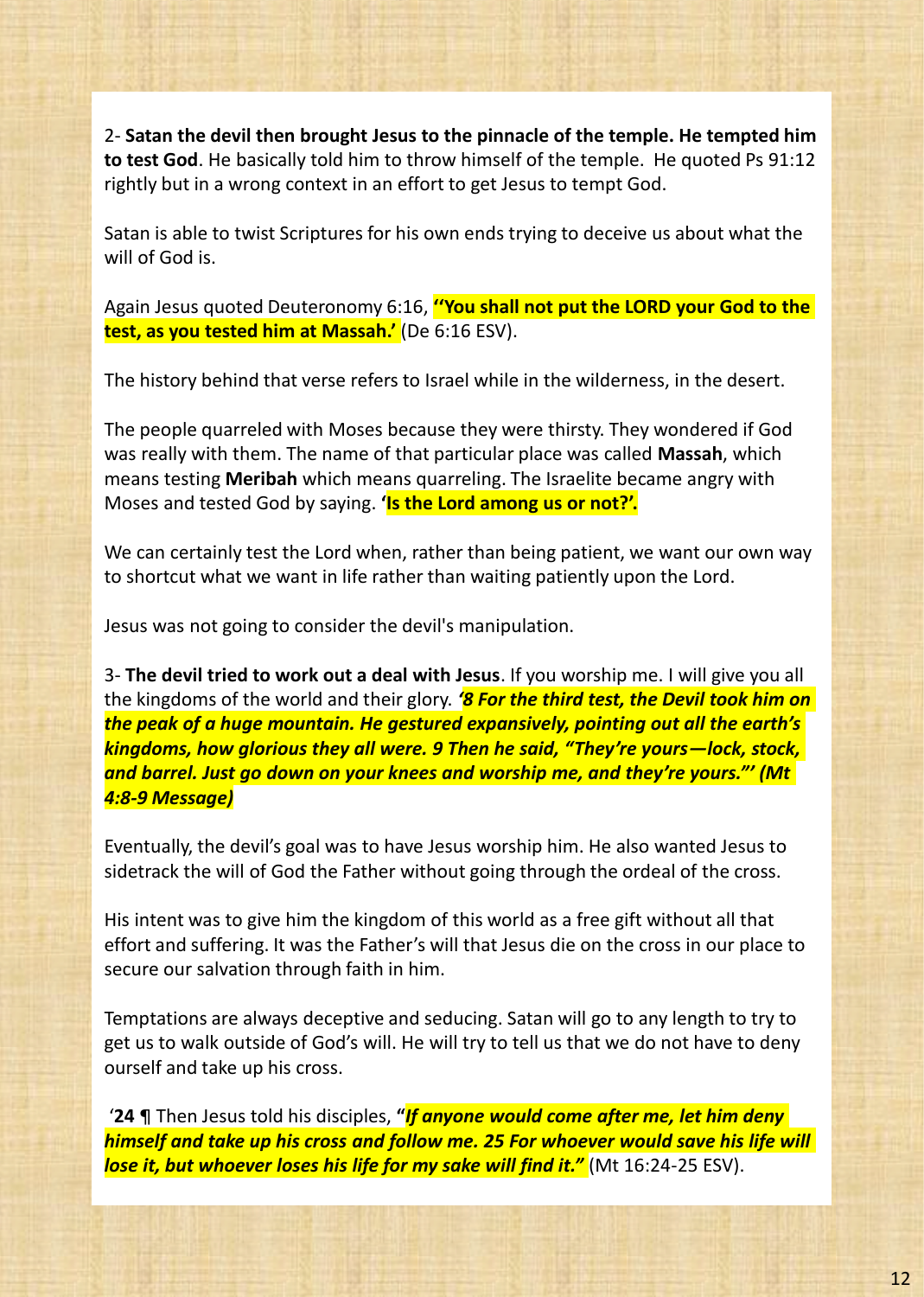2- **Satan the devil then brought Jesus to the pinnacle of the temple. He tempted him to test God**. He basically told him to throw himself of the temple. He quoted Ps 91:12 rightly but in a wrong context in an effort to get Jesus to tempt God.

Satan is able to twist Scriptures for his own ends trying to deceive us about what the will of God is.

Again Jesus quoted Deuteronomy 6:16, **''You shall not put the LORD your God to the test, as you tested him at Massah.'** (De 6:16 ESV).

The history behind that verse refers to Israel while in the wilderness, in the desert.

The people quarreled with Moses because they were thirsty. They wondered if God was really with them. The name of that particular place was called **Massah**, which means testing **Meribah** which means quarreling. The Israelite became angry with Moses and tested God by saying. **'Is the Lord among us or not?'.**

We can certainly test the Lord when, rather than being patient, we want our own way to shortcut what we want in life rather than waiting patiently upon the Lord.

Jesus was not going to consider the devil's manipulation.

3- **The devil tried to work out a deal with Jesus**. If you worship me. I will give you all the kingdoms of the world and their glory. ***'8 For the third test, the Devil took him on the peak of a huge mountain. He gestured expansively, pointing out all the earth's kingdoms, how glorious they all were. 9 Then he said, "They're yours—lock, stock, and barrel. Just go down on your knees and worship me, and they're yours."' (Mt 4:8-9 Message)***

Eventually, the devil's goal was to have Jesus worship him. He also wanted Jesus to sidetrack the will of God the Father without going through the ordeal of the cross.

His intent was to give him the kingdom of this world as a free gift without all that effort and suffering. It was the Father's will that Jesus die on the cross in our place to secure our salvation through faith in him.

Temptations are always deceptive and seducing. Satan will go to any length to try to get us to walk outside of God's will. He will try to tell us that we do not have to deny ourself and take up his cross.

'**24 ¶** Then Jesus told his disciples, **"*If anyone would come after me, let him deny himself and take up his cross and follow me. 25 For whoever would save his life will lose it, but whoever loses his life for my sake will find it."*** (Mt 16:24-25 ESV).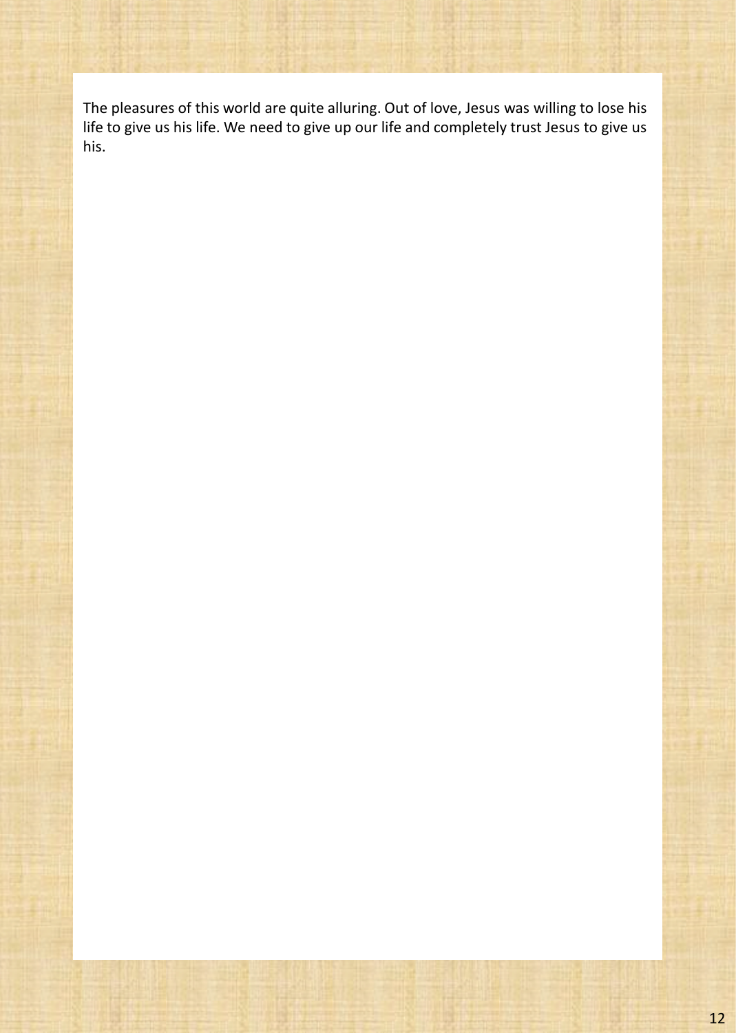The pleasures of this world are quite alluring. Out of love, Jesus was willing to lose his life to give us his life. We need to give up our life and completely trust Jesus to give us his.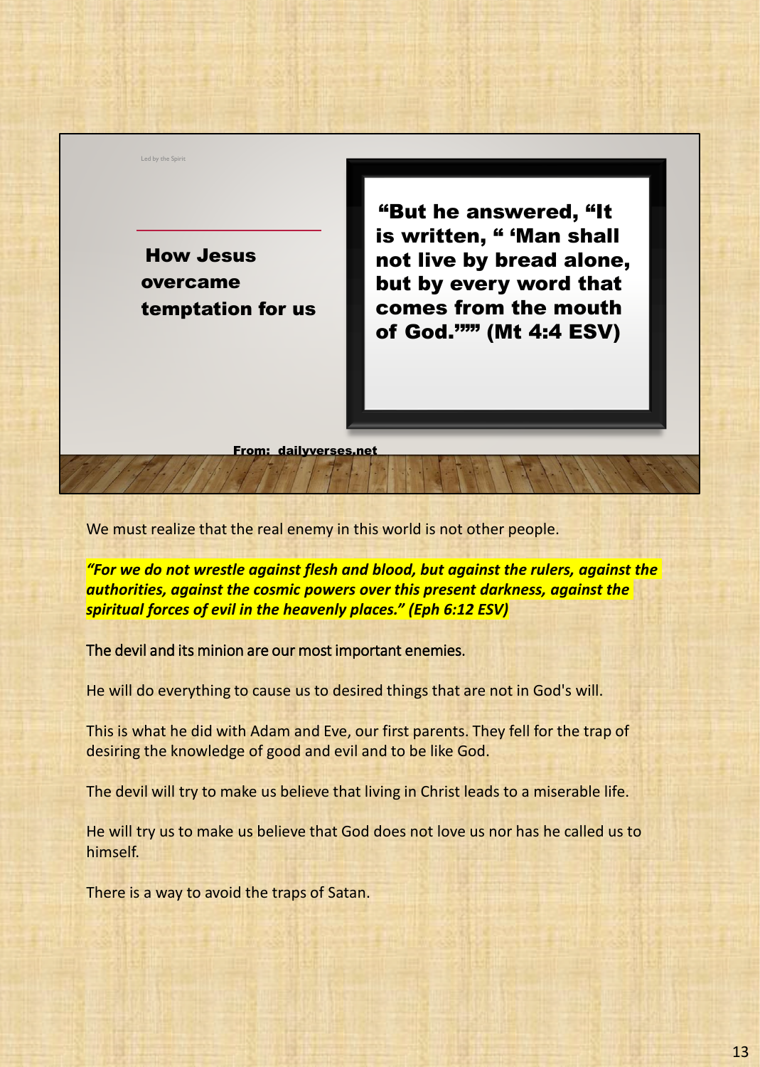Led by the Spirit

**How Jesus overcame temptation for us**

**"But he answered, "It is written, " 'Man shall not live by bread alone, but by every word that comes from the mouth of God.'"" (Mt 4:4 ESV)**

**From: dailyverses.net**

We must realize that the real enemy in this world is not other people.

*"For we do not wrestle against flesh and blood, but against the rulers, against the authorities, against the cosmic powers over this present darkness, against the spiritual forces of evil in the heavenly places." (Eph 6:12 ESV)*

The devil and its minion are our most important enemies.

He will do everything to cause us to desired things that are not in God's will.

This is what he did with Adam and Eve, our first parents. They fell for the trap of desiring the knowledge of good and evil and to be like God.

The devil will try to make us believe that living in Christ leads to a miserable life.

He will try us to make us believe that God does not love us nor has he called us to himself.

There is a way to avoid the traps of Satan.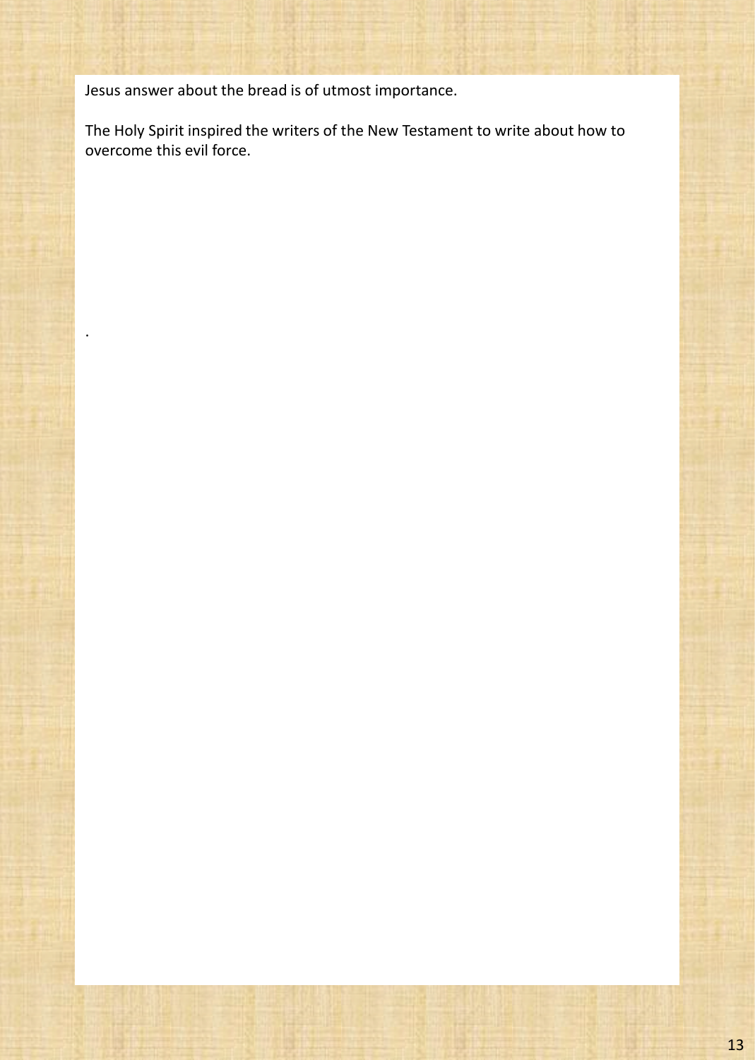Jesus answer about the bread is of utmost importance.

The Holy Spirit inspired the writers of the New Testament to write about how to overcome this evil force.

.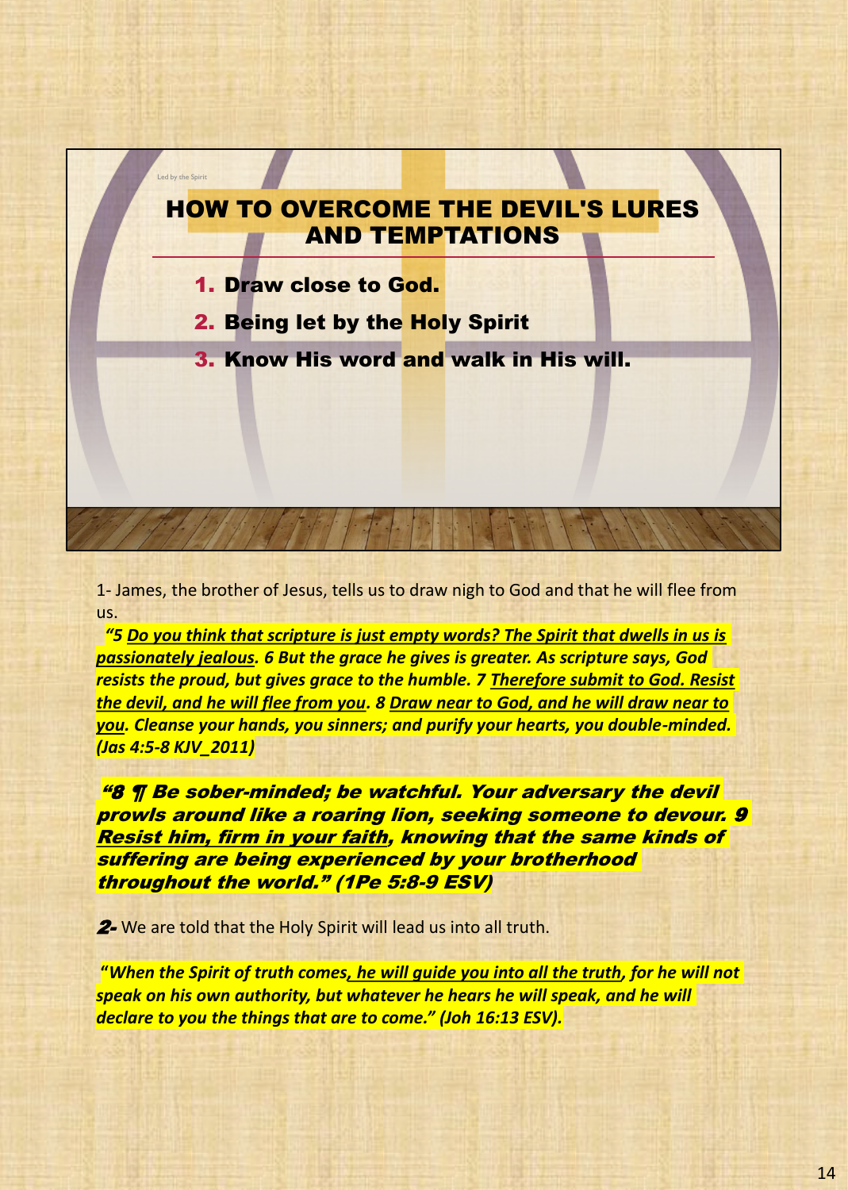Led by the Spirit

## HOW TO OVERCOME THE DEVIL'S LURES AND TEMPTATIONS

1. **Draw close to God.**
2. **Being let by the Holy Spirit**
3. **Know His word and walk in His will.**

1- James, the brother of Jesus, tells us to draw nigh to God and that he will flee from us.

***"5 Do you think that scripture is just empty words? The Spirit that dwells in us is passionately jealous. 6 But the grace he gives is greater. As scripture says, God resists the proud, but gives grace to the humble. 7 Therefore submit to God. Resist the devil, and he will flee from you. 8 Draw near to God, and he will draw near to you. Cleanse your hands, you sinners; and purify your hearts, you double-minded. (Jas 4:5-8 KJV_2011)***

***"8 ¶ Be sober-minded; be watchful. Your adversary the devil prowls around like a roaring lion, seeking someone to devour. 9 Resist him, firm in your faith, knowing that the same kinds of suffering are being experienced by your brotherhood throughout the world." (1Pe 5:8-9 ESV)***

***2-*** We are told that the Holy Spirit will lead us into all truth.

**"*When the Spirit of truth comes, he will guide you into all the truth, for he will not speak on his own authority, but whatever he hears he will speak, and he will declare to you the things that are to come." (Joh 16:13 ESV).***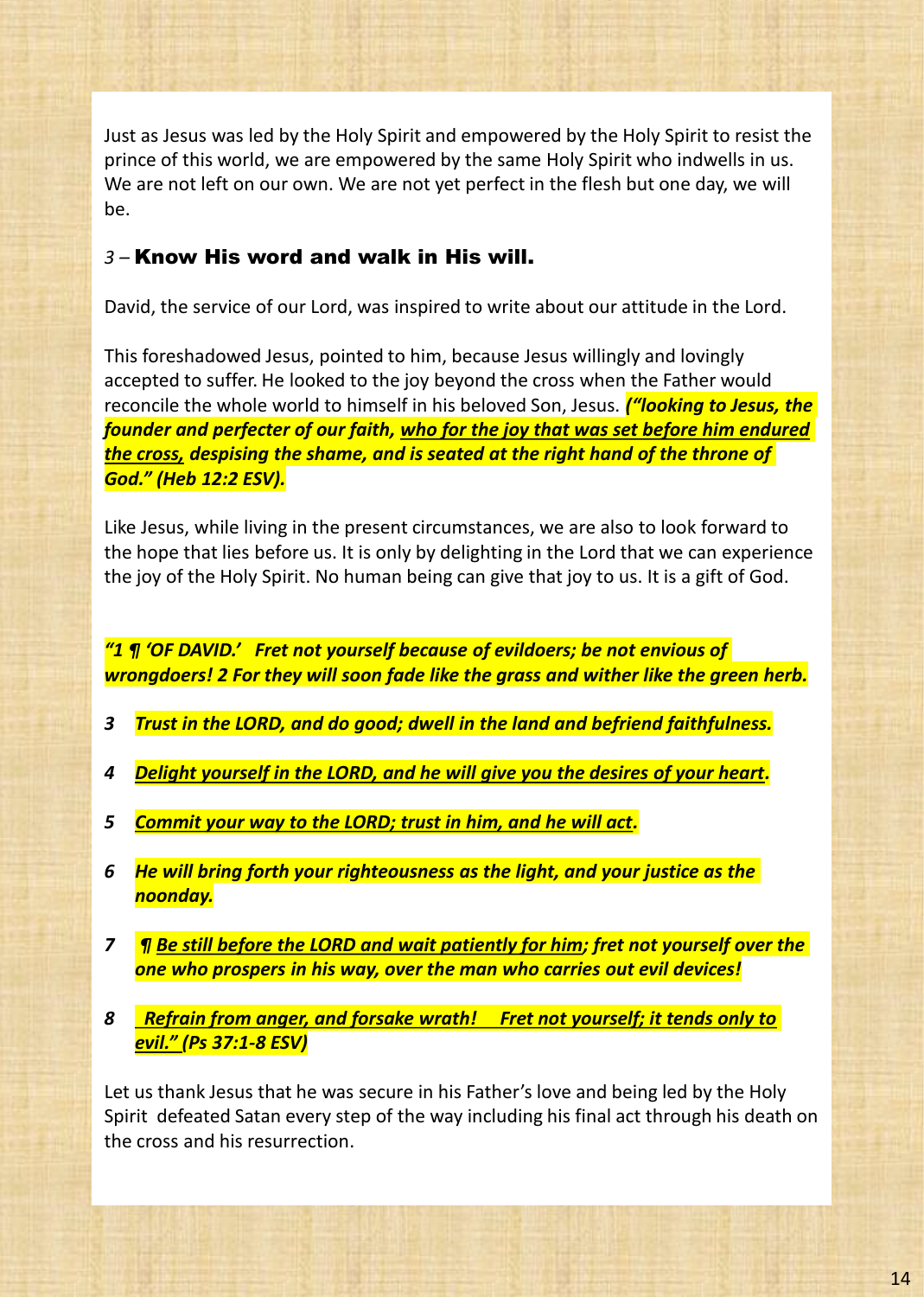Just as Jesus was led by the Holy Spirit and empowered by the Holy Spirit to resist the prince of this world, we are empowered by the same Holy Spirit who indwells in us. We are not left on our own. We are not yet perfect in the flesh but one day, we will be.

### *3* – Know His word and walk in His will.

David, the service of our Lord, was inspired to write about our attitude in the Lord.

This foreshadowed Jesus, pointed to him, because Jesus willingly and lovingly accepted to suffer. He looked to the joy beyond the cross when the Father would reconcile the whole world to himself in his beloved Son, Jesus. ***("looking to Jesus, the founder and perfecter of our faith, <u>who for the joy that was set before him endured the cross,</u> despising the shame, and is seated at the right hand of the throne of God." (Heb 12:2 ESV).***

Like Jesus, while living in the present circumstances, we are also to look forward to the hope that lies before us. It is only by delighting in the Lord that we can experience the joy of the Holy Spirit. No human being can give that joy to us. It is a gift of God.

***"1 ¶ 'OF DAVID.' Fret not yourself because of evildoers; be not envious of wrongdoers! 2 For they will soon fade like the grass and wither like the green herb.***

***3 Trust in the LORD, and do good; dwell in the land and befriend faithfulness.***

***4 <u>Delight yourself in the LORD, and he will give you the desires of your heart</u>.***

***5 <u>Commit your way to the LORD; trust in him, and he will act</u>.***

***6 He will bring forth your righteousness as the light, and your justice as the noonday.***

***7 ¶ <u>Be still before the LORD and wait patiently for him</u>; fret not yourself over the one who prospers in his way, over the man who carries out evil devices!***

***8 <u>Refrain from anger, and forsake wrath! Fret not yourself; it tends only to evil." (Ps 37:1-8 ESV)</u>***

Let us thank Jesus that he was secure in his Father's love and being led by the Holy Spirit defeated Satan every step of the way including his final act through his death on the cross and his resurrection.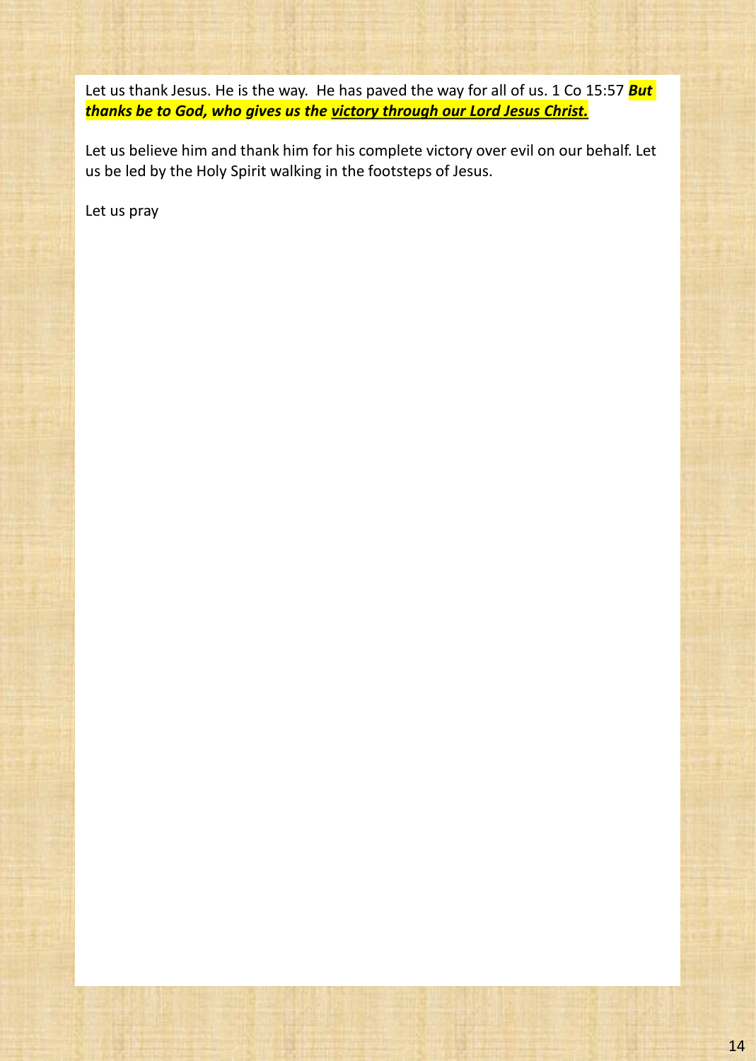Let us thank Jesus. He is the way.  He has paved the way for all of us. 1 Co 15:57 ***But thanks be to God, who gives us the <u>victory through our Lord Jesus Christ.</u>***

Let us believe him and thank him for his complete victory over evil on our behalf. Let us be led by the Holy Spirit walking in the footsteps of Jesus.

Let us pray